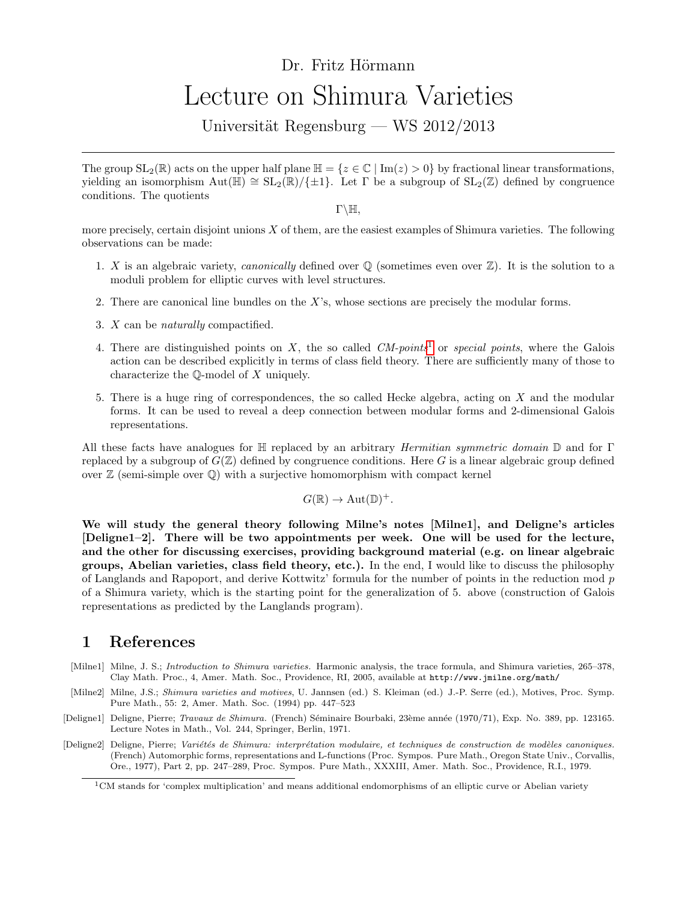Dr. Fritz Hörmann

# Lecture on Shimura Varieties

Universität Regensburg — WS 2012/2013

---

The group $\mathrm{SL}_2(\mathbb{R})$ acts on the upper half plane $\mathbb{H} = \{z \in \mathbb{C} \mid \mathrm{Im}(z) > 0\}$ by fractional linear transformations, yielding an isomorphism $\mathrm{Aut}(\mathbb{H}) \cong \mathrm{SL}_2(\mathbb{R})/\{\pm 1\}$. Let $\Gamma$ be a subgroup of $\mathrm{SL}_2(\mathbb{Z})$ defined by congruence conditions. The quotients

$$\Gamma \backslash \mathbb{H},$$

more precisely, certain disjoint unions $X$ of them, are the easiest examples of Shimura varieties. The following observations can be made:

1. $X$ is an algebraic variety, *canonically* defined over $\mathbb{Q}$ (sometimes even over $\mathbb{Z}$). It is the solution to a moduli problem for elliptic curves with level structures.
2. There are canonical line bundles on the $X$'s, whose sections are precisely the modular forms.
3. $X$ can be *naturally* compactified.
4. There are distinguished points on $X$, the so called *CM-points*[1] or *special points*, where the Galois action can be described explicitly in terms of class field theory. There are sufficiently many of those to characterize the $\mathbb{Q}$-model of $X$ uniquely.
5. There is a huge ring of correspondences, the so called Hecke algebra, acting on $X$ and the modular forms. It can be used to reveal a deep connection between modular forms and 2-dimensional Galois representations.

All these facts have analogues for $\mathbb{H}$ replaced by an arbitrary *Hermitian symmetric domain* $\mathbb{D}$ and for $\Gamma$ replaced by a subgroup of $G(\mathbb{Z})$ defined by congruence conditions. Here $G$ is a linear algebraic group defined over $\mathbb{Z}$ (semi-simple over $\mathbb{Q}$) with a surjective homomorphism with compact kernel

$$G(\mathbb{R}) \to \mathrm{Aut}(\mathbb{D})^+.$$

**We will study the general theory following Milne's notes [Milne1], and Deligne's articles [Deligne1–2]. There will be two appointments per week. One will be used for the lecture, and the other for discussing exercises, providing background material (e.g. on linear algebraic groups, Abelian varieties, class field theory, etc.).** In the end, I would like to discuss the philosophy of Langlands and Rapoport, and derive Kottwitz' formula for the number of points in the reduction mod $p$ of a Shimura variety, which is the starting point for the generalization of 5. above (construction of Galois representations as predicted by the Langlands program).

## 1 References

[Milne1] Milne, J. S.; *Introduction to Shimura varieties.* Harmonic analysis, the trace formula, and Shimura varieties, 265–378, Clay Math. Proc., 4, Amer. Math. Soc., Providence, RI, 2005, available at `http://www.jmilne.org/math/`

[Milne2] Milne, J.S.; *Shimura varieties and motives*, U. Jannsen (ed.) S. Kleiman (ed.) J.-P. Serre (ed.), Motives, Proc. Symp. Pure Math., 55: 2, Amer. Math. Soc. (1994) pp. 447–523

[Deligne1] Deligne, Pierre; *Travaux de Shimura.* (French) Séminaire Bourbaki, 23ème année (1970/71), Exp. No. 389, pp. 123165. Lecture Notes in Math., Vol. 244, Springer, Berlin, 1971.

[Deligne2] Deligne, Pierre; *Variétés de Shimura: interprétation modulaire, et techniques de construction de modèles canoniques.* (French) Automorphic forms, representations and L-functions (Proc. Sympos. Pure Math., Oregon State Univ., Corvallis, Ore., 1977), Part 2, pp. 247–289, Proc. Sympos. Pure Math., XXXIII, Amer. Math. Soc., Providence, R.I., 1979.

---

[1] CM stands for 'complex multiplication' and means additional endomorphisms of an elliptic curve or Abelian variety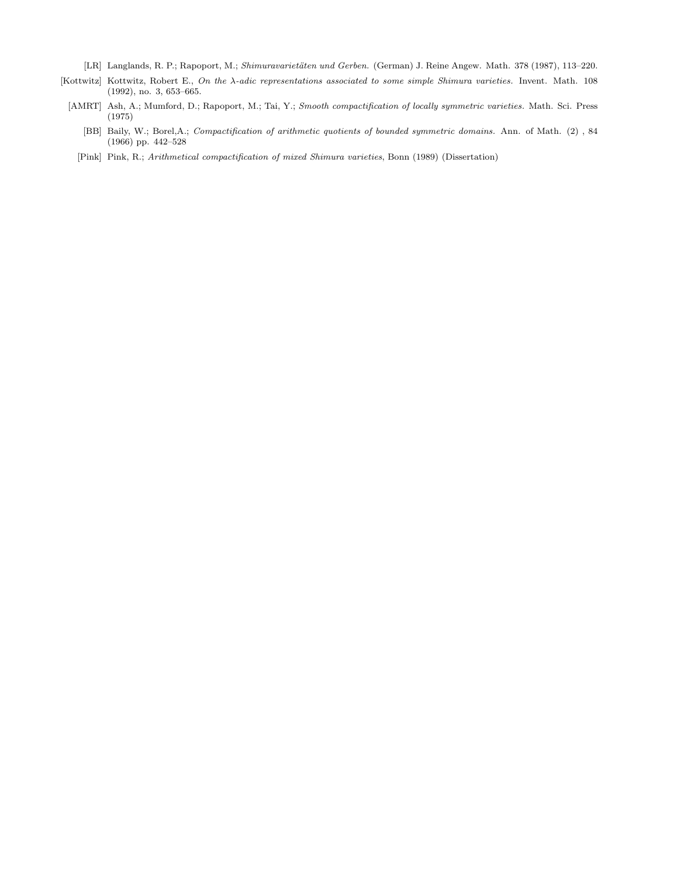[LR] Langlands, R. P.; Rapoport, M.; *Shimuravarietäten und Gerben.* (German) J. Reine Angew. Math. 378 (1987), 113–220.

[Kottwitz] Kottwitz, Robert E., *On the $\lambda$-adic representations associated to some simple Shimura varieties.* Invent. Math. 108 (1992), no. 3, 653–665.

[AMRT] Ash, A.; Mumford, D.; Rapoport, M.; Tai, Y.; *Smooth compactification of locally symmetric varieties.* Math. Sci. Press (1975)

[BB] Baily, W.; Borel,A.; *Compactification of arithmetic quotients of bounded symmetric domains.* Ann. of Math. (2) , 84 (1966) pp. 442–528

[Pink] Pink, R.; *Arithmetical compactification of mixed Shimura varieties*, Bonn (1989) (Dissertation)